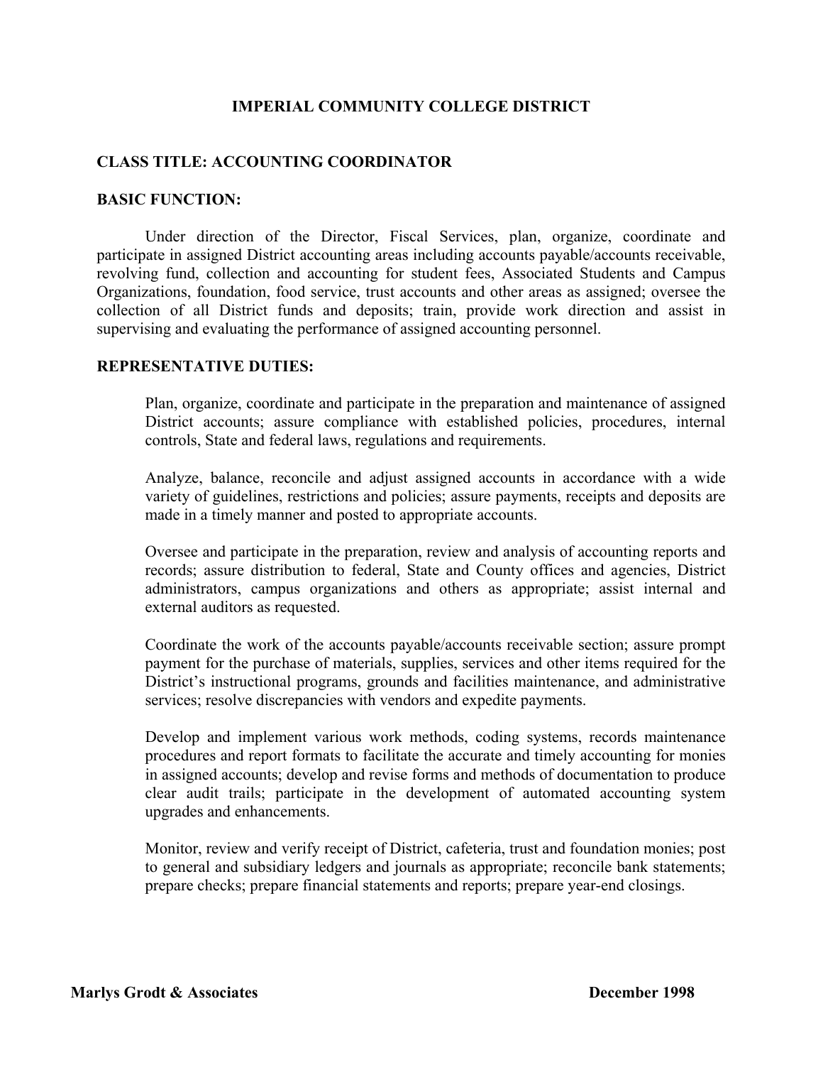# IMPERIAL COMMUNITY COLLEGE DISTRICT

## CLASS TITLE: ACCOUNTING COORDINATOR

## BASIC FUNCTION:

Under direction of the Director, Fiscal Services, plan, organize, coordinate and participate in assigned District accounting areas including accounts payable/accounts receivable, revolving fund, collection and accounting for student fees, Associated Students and Campus Organizations, foundation, food service, trust accounts and other areas as assigned; oversee the collection of all District funds and deposits; train, provide work direction and assist in supervising and evaluating the performance of assigned accounting personnel.

## REPRESENTATIVE DUTIES:

Plan, organize, coordinate and participate in the preparation and maintenance of assigned District accounts; assure compliance with established policies, procedures, internal controls, State and federal laws, regulations and requirements.

Analyze, balance, reconcile and adjust assigned accounts in accordance with a wide variety of guidelines, restrictions and policies; assure payments, receipts and deposits are made in a timely manner and posted to appropriate accounts.

Oversee and participate in the preparation, review and analysis of accounting reports and records; assure distribution to federal, State and County offices and agencies, District administrators, campus organizations and others as appropriate; assist internal and external auditors as requested.

Coordinate the work of the accounts payable/accounts receivable section; assure prompt payment for the purchase of materials, supplies, services and other items required for the District's instructional programs, grounds and facilities maintenance, and administrative services; resolve discrepancies with vendors and expedite payments.

Develop and implement various work methods, coding systems, records maintenance procedures and report formats to facilitate the accurate and timely accounting for monies in assigned accounts; develop and revise forms and methods of documentation to produce clear audit trails; participate in the development of automated accounting system upgrades and enhancements.

Monitor, review and verify receipt of District, cafeteria, trust and foundation monies; post to general and subsidiary ledgers and journals as appropriate; reconcile bank statements; prepare checks; prepare financial statements and reports; prepare year-end closings.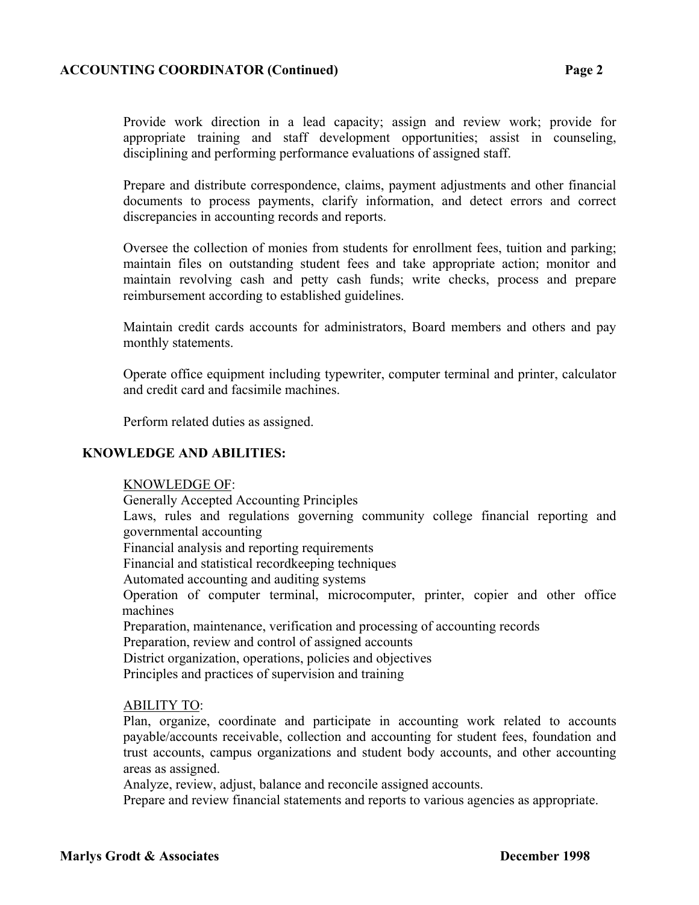Provide work direction in a lead capacity; assign and review work; provide for appropriate training and staff development opportunities; assist in counseling, disciplining and performing performance evaluations of assigned staff.

Prepare and distribute correspondence, claims, payment adjustments and other financial documents to process payments, clarify information, and detect errors and correct discrepancies in accounting records and reports.

Oversee the collection of monies from students for enrollment fees, tuition and parking; maintain files on outstanding student fees and take appropriate action; monitor and maintain revolving cash and petty cash funds; write checks, process and prepare reimbursement according to established guidelines.

Maintain credit cards accounts for administrators, Board members and others and pay monthly statements.

Operate office equipment including typewriter, computer terminal and printer, calculator and credit card and facsimile machines.

Perform related duties as assigned.

## KNOWLEDGE AND ABILITIES:

KNOWLEDGE OF:

Generally Accepted Accounting Principles
Laws, rules and regulations governing community college financial reporting and governmental accounting
Financial analysis and reporting requirements
Financial and statistical recordkeeping techniques
Automated accounting and auditing systems
Operation of computer terminal, microcomputer, printer, copier and other office machines
Preparation, maintenance, verification and processing of accounting records
Preparation, review and control of assigned accounts
District organization, operations, policies and objectives
Principles and practices of supervision and training

ABILITY TO:

Plan, organize, coordinate and participate in accounting work related to accounts payable/accounts receivable, collection and accounting for student fees, foundation and trust accounts, campus organizations and student body accounts, and other accounting areas as assigned.
Analyze, review, adjust, balance and reconcile assigned accounts.
Prepare and review financial statements and reports to various agencies as appropriate.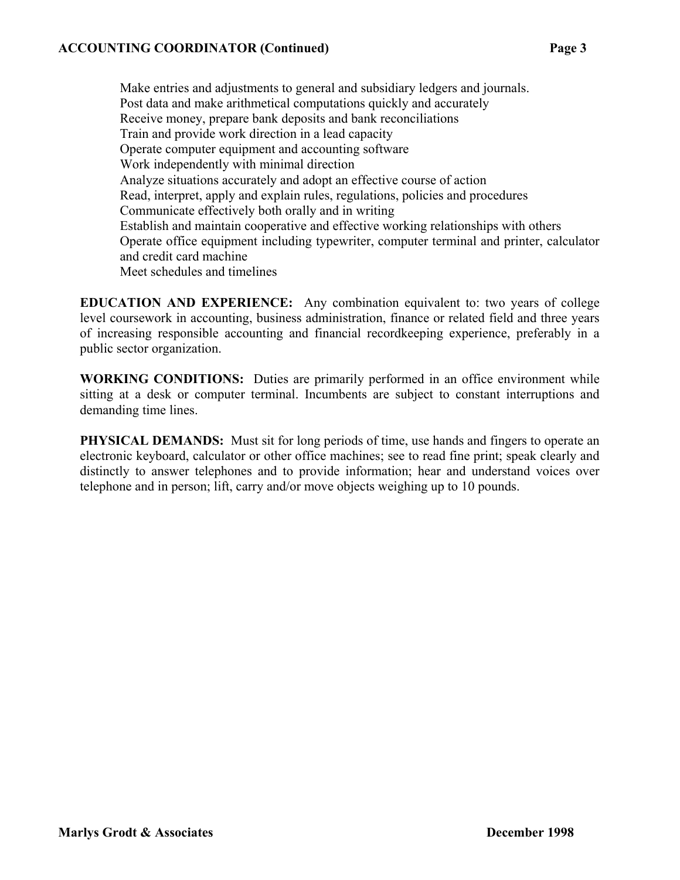Make entries and adjustments to general and subsidiary ledgers and journals.
Post data and make arithmetical computations quickly and accurately
Receive money, prepare bank deposits and bank reconciliations
Train and provide work direction in a lead capacity
Operate computer equipment and accounting software
Work independently with minimal direction
Analyze situations accurately and adopt an effective course of action
Read, interpret, apply and explain rules, regulations, policies and procedures
Communicate effectively both orally and in writing
Establish and maintain cooperative and effective working relationships with others
Operate office equipment including typewriter, computer terminal and printer, calculator and credit card machine
Meet schedules and timelines

**EDUCATION AND EXPERIENCE:** Any combination equivalent to: two years of college level coursework in accounting, business administration, finance or related field and three years of increasing responsible accounting and financial recordkeeping experience, preferably in a public sector organization.

**WORKING CONDITIONS:** Duties are primarily performed in an office environment while sitting at a desk or computer terminal. Incumbents are subject to constant interruptions and demanding time lines.

**PHYSICAL DEMANDS:** Must sit for long periods of time, use hands and fingers to operate an electronic keyboard, calculator or other office machines; see to read fine print; speak clearly and distinctly to answer telephones and to provide information; hear and understand voices over telephone and in person; lift, carry and/or move objects weighing up to 10 pounds.